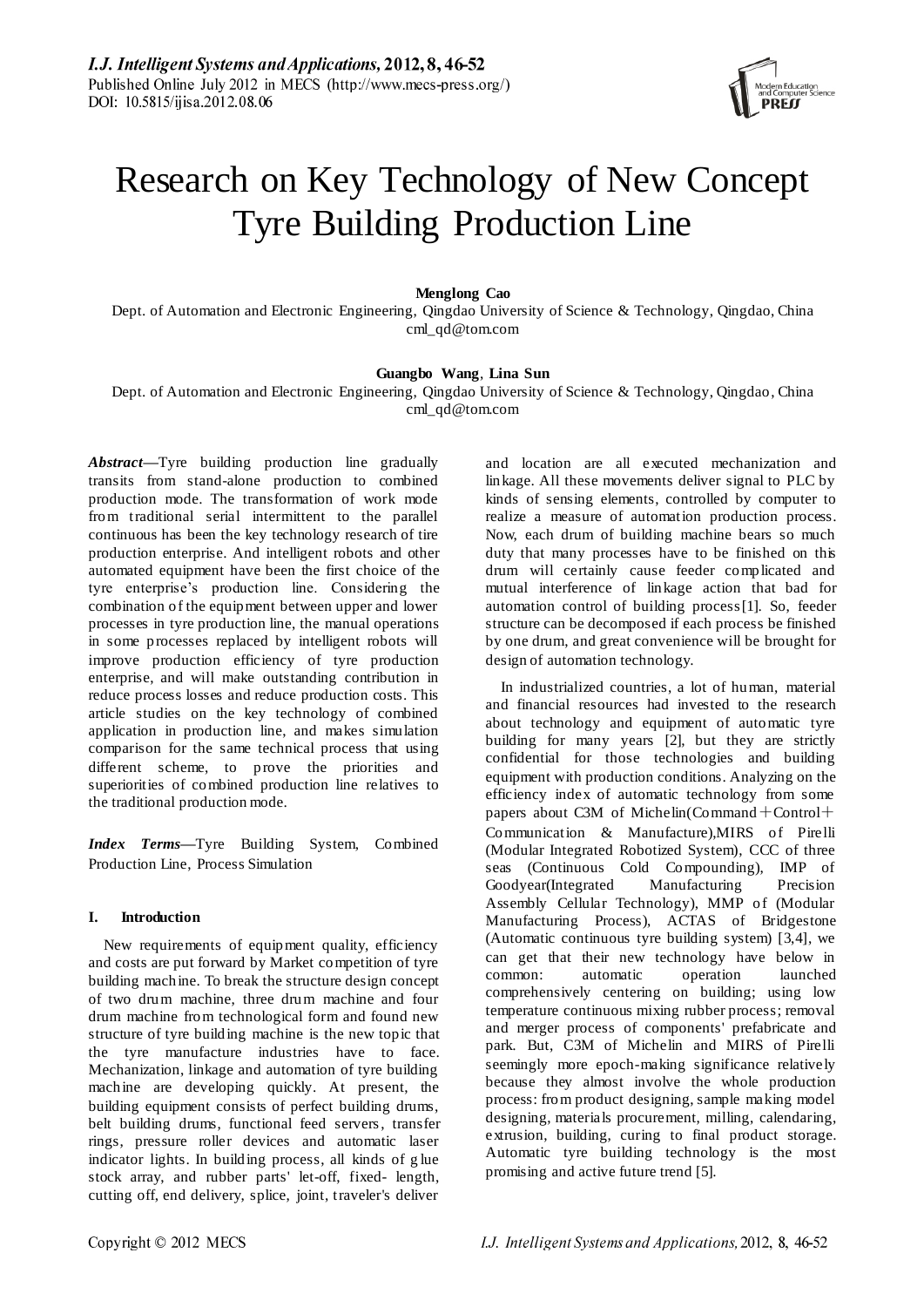# Research on Key Technology of New Concept Tyre Building Production Line

**Menglong Cao**

Dept. of Automation and Electronic Engineering, Qingdao University of Science & Technology, Qingdao, China
cml_qd@tom.com

**Guangbo Wang**, **Lina Sun**

Dept. of Automation and Electronic Engineering, Qingdao University of Science & Technology, Qingdao, China
cml_qd@tom.com

***Abstract*****—**Tyre building production line gradually transits from stand-alone production to combined production mode. The transformation of work mode from traditional serial intermittent to the parallel continuous has been the key technology research of tire production enterprise. And intelligent robots and other automated equipment have been the first choice of the tyre enterprise's production line. Considering the combination of the equipment between upper and lower processes in tyre production line, the manual operations in some processes replaced by intelligent robots will improve production efficiency of tyre production enterprise, and will make outstanding contribution in reduce process losses and reduce production costs. This article studies on the key technology of combined application in production line, and makes simulation comparison for the same technical process that using different scheme, to prove the priorities and superiorities of combined production line relatives to the traditional production mode.

***Index Terms*****—**Tyre Building System, Combined Production Line, Process Simulation

## I. Introduction

New requirements of equipment quality, efficiency and costs are put forward by Market competition of tyre building machine. To break the structure design concept of two drum machine, three drum machine and four drum machine from technological form and found new structure of tyre building machine is the new topic that the tyre manufacture industries have to face. Mechanization, linkage and automation of tyre building machine are developing quickly. At present, the building equipment consists of perfect building drums, belt building drums, functional feed servers, transfer rings, pressure roller devices and automatic laser indicator lights. In building process, all kinds of glue stock array, and rubber parts' let-off, fixed- length, cutting off, end delivery, splice, joint, traveler's deliver and location are all executed mechanization and linkage. All these movements deliver signal to PLC by kinds of sensing elements, controlled by computer to realize a measure of automation production process. Now, each drum of building machine bears so much duty that many processes have to be finished on this drum will certainly cause feeder complicated and mutual interference of linkage action that bad for automation control of building process[1]. So, feeder structure can be decomposed if each process be finished by one drum, and great convenience will be brought for design of automation technology.

In industrialized countries, a lot of human, material and financial resources had invested to the research about technology and equipment of automatic tyre building for many years [2], but they are strictly confidential for those technologies and building equipment with production conditions. Analyzing on the efficiency index of automatic technology from some papers about C3M of Michelin(Command＋Control＋Communication & Manufacture),MIRS of Pirelli (Modular Integrated Robotized System), CCC of three seas (Continuous Cold Compounding), IMP of Goodyear(Integrated Manufacturing Precision Assembly Cellular Technology), MMP of (Modular Manufacturing Process), ACTAS of Bridgestone (Automatic continuous tyre building system) [3,4], we can get that their new technology have below in common: automatic operation launched comprehensively centering on building; using low temperature continuous mixing rubber process; removal and merger process of components' prefabricate and park. But, C3M of Michelin and MIRS of Pirelli seemingly more epoch-making significance relatively because they almost involve the whole production process: from product designing, sample making model designing, materials procurement, milling, calendaring, extrusion, building, curing to final product storage. Automatic tyre building technology is the most promising and active future trend [5].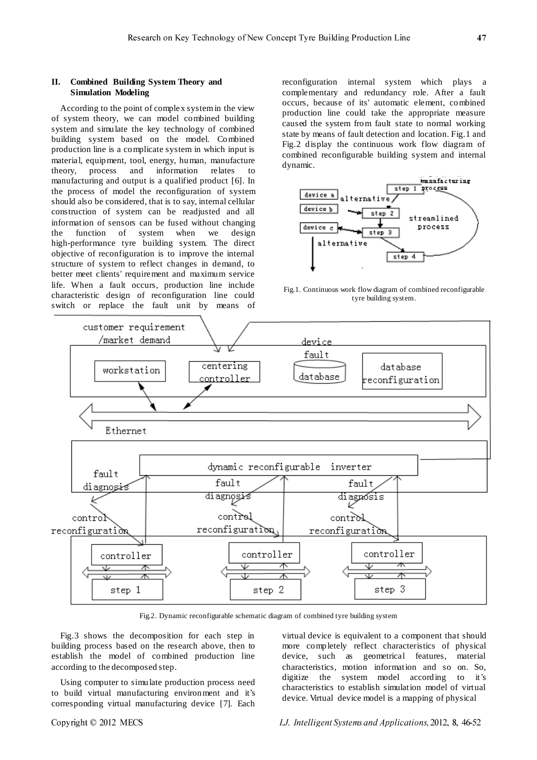## II. Combined Building System Theory and Simulation Modeling

According to the point of complex system in the view of system theory, we can model combined building system and simulate the key technology of combined building system based on the model. Combined production line is a complicate system in which input is material, equipment, tool, energy, human, manufacture theory, process and information relates to manufacturing and output is a qualified product [6]. In the process of model the reconfiguration of system should also be considered, that is to say, internal cellular construction of system can be readjusted and all information of sensors can be fused without changing the function of system when we design high-performance tyre building system. The direct objective of reconfiguration is to improve the internal structure of system to reflect changes in demand, to better meet clients' requirement and maximum service life. When a fault occurs, production line include characteristic design of reconfiguration line could switch or replace the fault unit by means of reconfiguration internal system which plays a complementary and redundancy role. After a fault occurs, because of its' automatic element, combined production line could take the appropriate measure caused the system from fault state to normal working state by means of fault detection and location. Fig.1 and Fig.2 display the continuous work flow diagram of combined reconfigurable building system and internal dynamic.

Fig.1. Continuous work flow diagram of combined reconfigurable tyre building system.

Fig.2. Dynamic reconfigurable schematic diagram of combined tyre building system

Fig.3 shows the decomposition for each step in building process based on the research above, then to establish the model of combined production line according to the decomposed step.

Using computer to simulate production process need to build virtual manufacturing environment and it's corresponding virtual manufacturing device [7]. Each virtual device is equivalent to a component that should more completely reflect characteristics of physical device, such as geometrical features, material characteristics, motion information and so on. So, digitize the system model according to it's characteristics to establish simulation model of virtual device. Virtual device model is a mapping of physical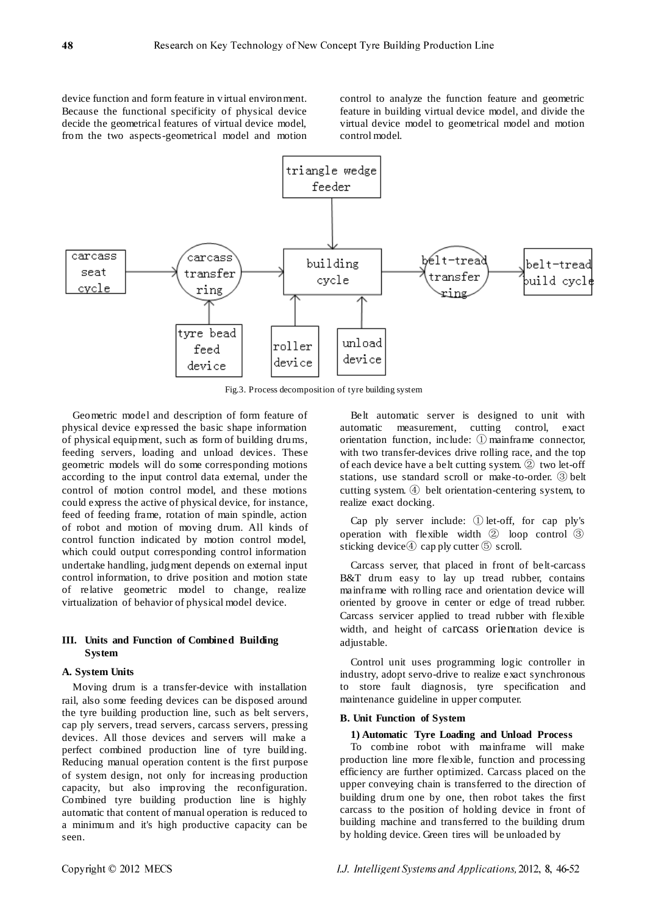device function and form feature in virtual environment. Because the functional specificity of physical device decide the geometrical features of virtual device model, from the two aspects-geometrical model and motion control to analyze the function feature and geometric feature in building virtual device model, and divide the virtual device model to geometrical model and motion control model.

Fig.3. Process decomposition of tyre building system

Geometric model and description of form feature of physical device expressed the basic shape information of physical equipment, such as form of building drums, feeding servers, loading and unload devices. These geometric models will do some corresponding motions according to the input control data external, under the control of motion control model, and these motions could express the active of physical device, for instance, feed of feeding frame, rotation of main spindle, action of robot and motion of moving drum. All kinds of control function indicated by motion control model, which could output corresponding control information undertake handling, judgment depends on external input control information, to drive position and motion state of relative geometric model to change, realize virtualization of behavior of physical model device.

## III. Units and Function of Combined Building System

### A. System Units

Moving drum is a transfer-device with installation rail, also some feeding devices can be disposed around the tyre building production line, such as belt servers, cap ply servers, tread servers, carcass servers, pressing devices. All those devices and servers will make a perfect combined production line of tyre building. Reducing manual operation content is the first purpose of system design, not only for increasing production capacity, but also improving the reconfiguration. Combined tyre building production line is highly automatic that content of manual operation is reduced to a minimum and it's high productive capacity can be seen.

Belt automatic server is designed to unit with automatic measurement, cutting control, exact orientation function, include: ① mainframe connector, with two transfer-devices drive rolling race, and the top of each device have a belt cutting system. ② two let-off stations, use standard scroll or make-to-order. ③ belt cutting system. ④ belt orientation-centering system, to realize exact docking.

Cap ply server include: ① let-off, for cap ply's operation with flexible width ② loop control ③ sticking device④ cap ply cutter ⑤ scroll.

Carcass server, that placed in front of belt-carcass B&T drum easy to lay up tread rubber, contains mainframe with rolling race and orientation device will oriented by groove in center or edge of tread rubber. Carcass servicer applied to tread rubber with flexible width, and height of carcass orientation device is adjustable.

Control unit uses programming logic controller in industry, adopt servo-drive to realize exact synchronous to store fault diagnosis, tyre specification and maintenance guideline in upper computer.

### B. Unit Function of System

#### 1) Automatic Tyre Loading and Unload Process

To combine robot with mainframe will make production line more flexible, function and processing efficiency are further optimized. Carcass placed on the upper conveying chain is transferred to the direction of building drum one by one, then robot takes the first carcass to the position of holding device in front of building machine and transferred to the building drum by holding device. Green tires will be unloaded by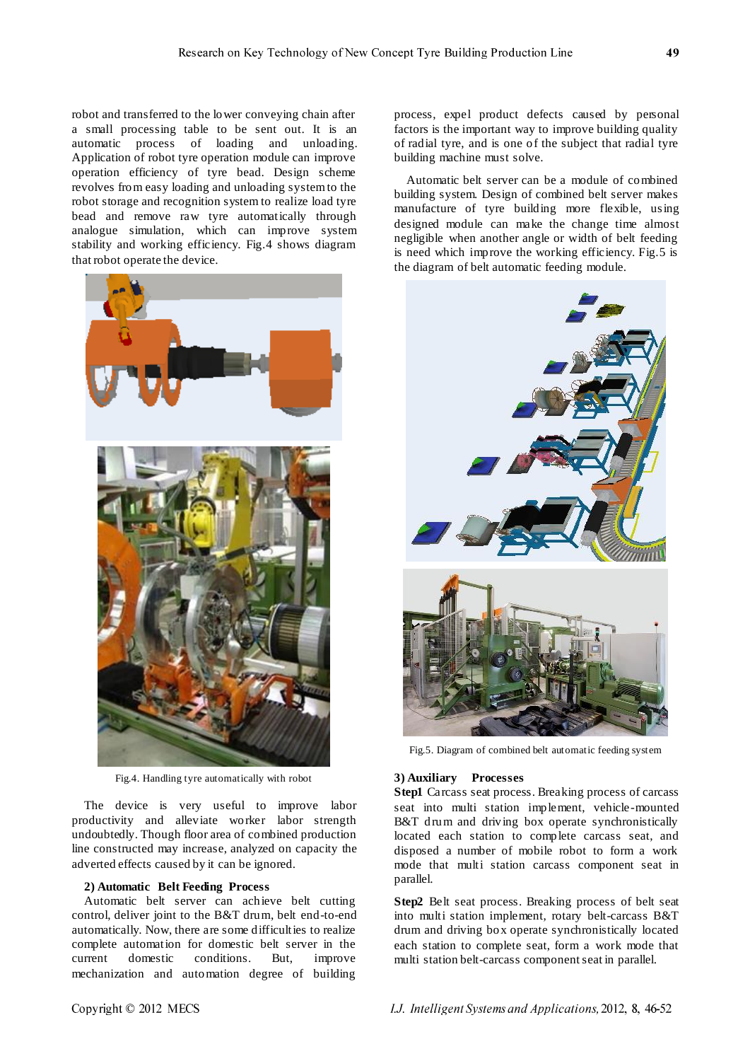robot and transferred to the lower conveying chain after a small processing table to be sent out. It is an automatic process of loading and unloading. Application of robot tyre operation module can improve operation efficiency of tyre bead. Design scheme revolves from easy loading and unloading system to the robot storage and recognition system to realize load tyre bead and remove raw tyre automatically through analogue simulation, which can improve system stability and working efficiency. Fig.4 shows diagram that robot operate the device.

Fig.4. Handling tyre automatically with robot

The device is very useful to improve labor productivity and alleviate worker labor strength undoubtedly. Though floor area of combined production line constructed may increase, analyzed on capacity the adverted effects caused by it can be ignored.

**2) Automatic Belt Feeding Process**

Automatic belt server can achieve belt cutting control, deliver joint to the B&T drum, belt end-to-end automatically. Now, there are some difficulties to realize complete automation for domestic belt server in the current domestic conditions. But, improve mechanization and automation degree of building process, expel product defects caused by personal factors is the important way to improve building quality of radial tyre, and is one of the subject that radial tyre building machine must solve.

Automatic belt server can be a module of combined building system. Design of combined belt server makes manufacture of tyre building more flexible, using designed module can make the change time almost negligible when another angle or width of belt feeding is need which improve the working efficiency. Fig.5 is the diagram of belt automatic feeding module.

Fig.5. Diagram of combined belt automatic feeding system

**3) Auxiliary Processes**

**Step1** Carcass seat process. Breaking process of carcass seat into multi station implement, vehicle-mounted B&T drum and driving box operate synchronistically located each station to complete carcass seat, and disposed a number of mobile robot to form a work mode that multi station carcass component seat in parallel.

**Step2** Belt seat process. Breaking process of belt seat into multi station implement, rotary belt-carcass B&T drum and driving box operate synchronistically located each station to complete seat, form a work mode that multi station belt-carcass component seat in parallel.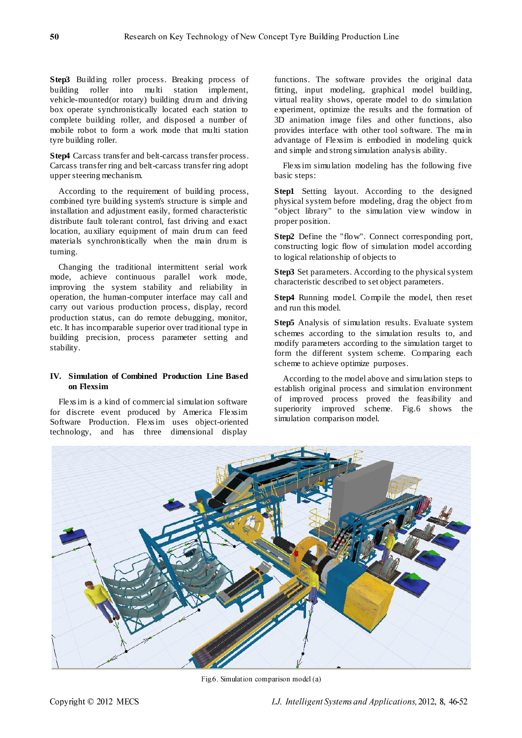**Step3** Building roller process. Breaking process of building roller into multi station implement, vehicle-mounted(or rotary) building drum and driving box operate synchronistically located each station to complete building roller, and disposed a number of mobile robot to form a work mode that multi station tyre building roller.

**Step4** Carcass transfer and belt-carcass transfer process. Carcass transfer ring and belt-carcass transfer ring adopt upper steering mechanism.

According to the requirement of building process, combined tyre building system's structure is simple and installation and adjustment easily, formed characteristic distribute fault tolerant control, fast driving and exact location, auxiliary equipment of main drum can feed materials synchronistically when the main drum is turning.

Changing the traditional intermittent serial work mode, achieve continuous parallel work mode, improving the system stability and reliability in operation, the human-computer interface may call and carry out various production process, display, record production status, can do remote debugging, monitor, etc. It has incomparable superior over traditional type in building precision, process parameter setting and stability.

## IV. Simulation of Combined Production Line Based on Flexsim

Flexsim is a kind of commercial simulation software for discrete event produced by America Flexsim Software Production. Flexsim uses object-oriented technology, and has three dimensional display functions. The software provides the original data fitting, input modeling, graphical model building, virtual reality shows, operate model to do simulation experiment, optimize the results and the formation of 3D animation image files and other functions, also provides interface with other tool software. The main advantage of Flexsim is embodied in modeling quick and simple and strong simulation analysis ability.

Flexsim simulation modeling has the following five basic steps:

**Step1** Setting layout. According to the designed physical system before modeling, drag the object from "object library" to the simulation view window in proper position.

**Step2** Define the "flow". Connect corresponding port, constructing logic flow of simulation model according to logical relationship of objects to

**Step3** Set parameters. According to the physical system characteristic described to set object parameters.

**Step4** Running model. Compile the model, then reset and run this model.

**Step5** Analysis of simulation results. Evaluate system schemes according to the simulation results to, and modify parameters according to the simulation target to form the different system scheme. Comparing each scheme to achieve optimize purposes.

According to the model above and simulation steps to establish original process and simulation environment of improved process proved the feasibility and superiority improved scheme. Fig.6 shows the simulation comparison model.

Fig6. Simulation comparison model (a)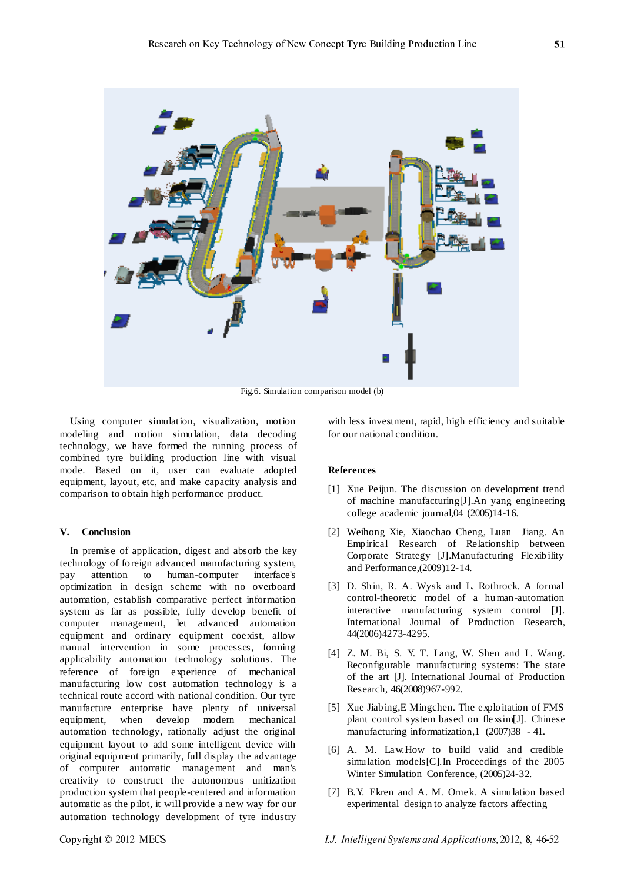Fig.6. Simulation comparison model (b)

Using computer simulation, visualization, motion modeling and motion simulation, data decoding technology, we have formed the running process of combined tyre building production line with visual mode. Based on it, user can evaluate adopted equipment, layout, etc, and make capacity analysis and comparison to obtain high performance product.

## V. Conclusion

In premise of application, digest and absorb the key technology of foreign advanced manufacturing system, pay attention to human-computer interface's optimization in design scheme with no overboard automation, establish comparative perfect information system as far as possible, fully develop benefit of computer management, let advanced automation equipment and ordinary equipment coexist, allow manual intervention in some processes, forming applicability automation technology solutions. The reference of foreign experience of mechanical manufacturing low cost automation technology is a technical route accord with national condition. Our tyre manufacture enterprise have plenty of universal equipment, when develop modern mechanical automation technology, rationally adjust the original equipment layout to add some intelligent device with original equipment primarily, full display the advantage of computer automatic management and man's creativity to construct the autonomous unitization production system that people-centered and information automatic as the pilot, it will provide a new way for our automation technology development of tyre industry with less investment, rapid, high efficiency and suitable for our national condition.

## References

[1] Xue Peijun. The discussion on development trend of machine manufacturing[J].An yang engineering college academic journal,04 (2005)14-16.

[2] Weihong Xie, Xiaochao Cheng, Luan Jiang. An Empirical Research of Relationship between Corporate Strategy [J].Manufacturing Flexibility and Performance,(2009)12-14.

[3] D. Shin, R. A. Wysk and L. Rothrock. A formal control-theoretic model of a human-automation interactive manufacturing system control [J]. International Journal of Production Research, 44(2006)4273-4295.

[4] Z. M. Bi, S. Y. T. Lang, W. Shen and L. Wang. Reconfigurable manufacturing systems: The state of the art [J]. International Journal of Production Research, 46(2008)967-992.

[5] Xue Jiabing,E Mingchen. The exploitation of FMS plant control system based on flexsim[J]. Chinese manufacturing informatization,1 (2007)38 - 41.

[6] A. M. Law.How to build valid and credible simulation models[C].In Proceedings of the 2005 Winter Simulation Conference, (2005)24-32.

[7] B.Y. Ekren and A. M. Ornek. A simulation based experimental design to analyze factors affecting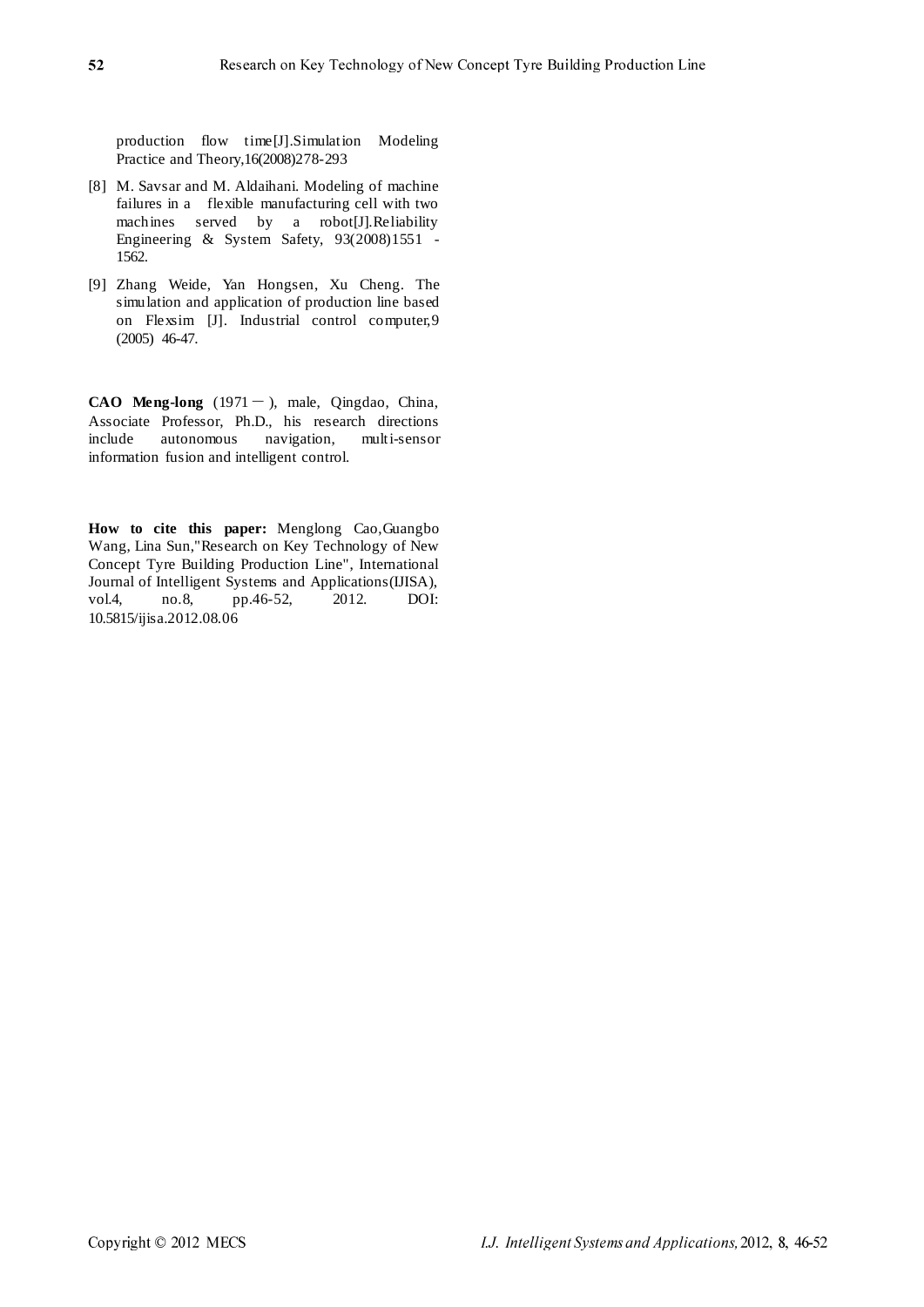production flow time[J].Simulation Modeling Practice and Theory,16(2008)278-293

[8] M. Savsar and M. Aldaihani. Modeling of machine failures in a flexible manufacturing cell with two machines served by a robot[J].Reliability Engineering & System Safety, 93(2008)1551 - 1562.

[9] Zhang Weide, Yan Hongsen, Xu Cheng. The simulation and application of production line based on Flexsim [J]. Industrial control computer,9 (2005) 46-47.

**CAO Meng-long** (1971 — ), male, Qingdao, China, Associate Professor, Ph.D., his research directions include autonomous navigation, multi-sensor information fusion and intelligent control.

**How to cite this paper:** Menglong Cao,Guangbo Wang, Lina Sun,"Research on Key Technology of New Concept Tyre Building Production Line", International Journal of Intelligent Systems and Applications(IJISA), vol.4, no.8, pp.46-52, 2012. DOI: 10.5815/ijisa.2012.08.06